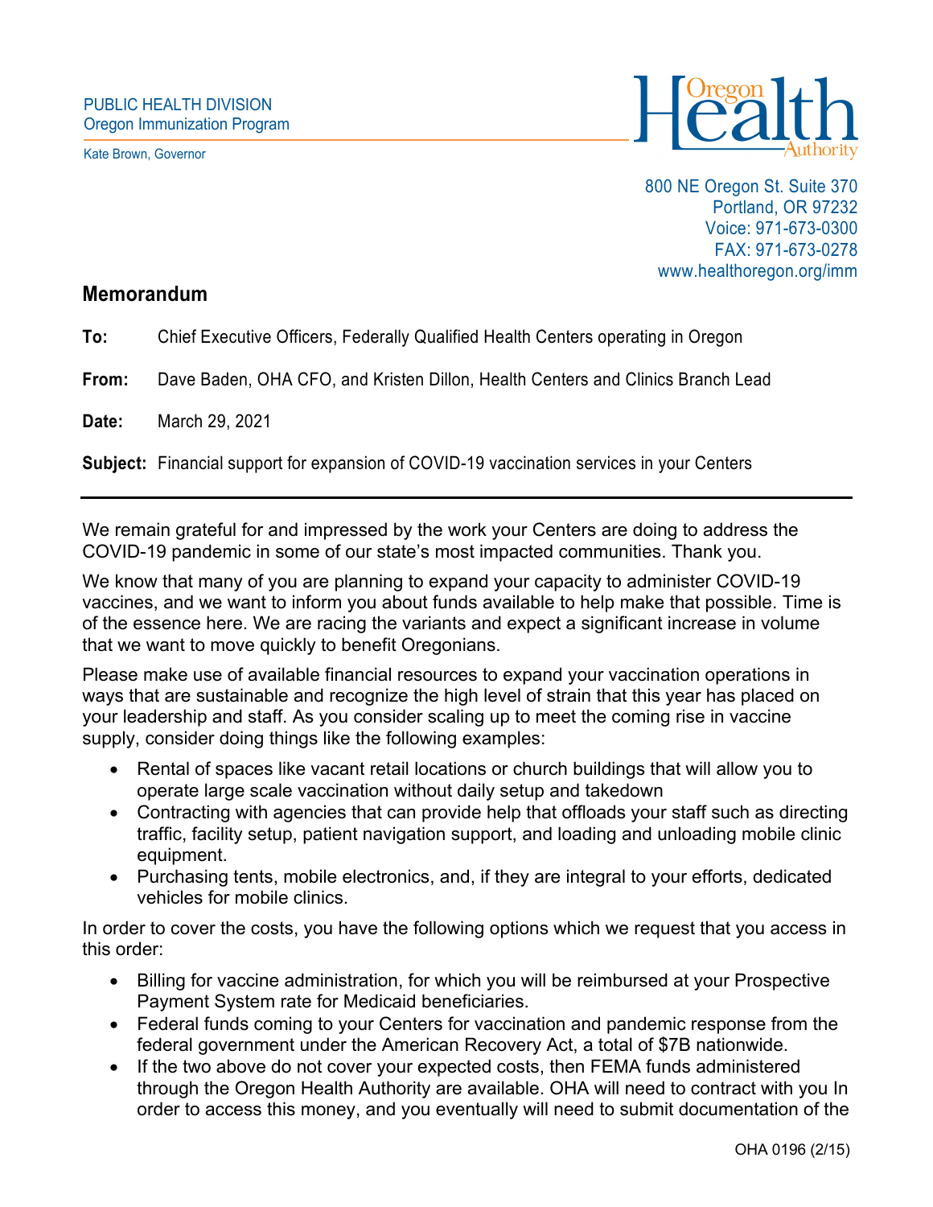PUBLIC HEALTH DIVISION
Oregon Immunization Program

Kate Brown, Governor

Oregon Health Authority

800 NE Oregon St. Suite 370
Portland, OR 97232
Voice: 971-673-0300
FAX: 971-673-0278
www.healthoregon.org/imm

## Memorandum

**To:** Chief Executive Officers, Federally Qualified Health Centers operating in Oregon

**From:** Dave Baden, OHA CFO, and Kristen Dillon, Health Centers and Clinics Branch Lead

**Date:** March 29, 2021

**Subject:** Financial support for expansion of COVID-19 vaccination services in your Centers

---

We remain grateful for and impressed by the work your Centers are doing to address the COVID-19 pandemic in some of our state's most impacted communities. Thank you.

We know that many of you are planning to expand your capacity to administer COVID-19 vaccines, and we want to inform you about funds available to help make that possible. Time is of the essence here. We are racing the variants and expect a significant increase in volume that we want to move quickly to benefit Oregonians.

Please make use of available financial resources to expand your vaccination operations in ways that are sustainable and recognize the high level of strain that this year has placed on your leadership and staff. As you consider scaling up to meet the coming rise in vaccine supply, consider doing things like the following examples:

- Rental of spaces like vacant retail locations or church buildings that will allow you to operate large scale vaccination without daily setup and takedown
- Contracting with agencies that can provide help that offloads your staff such as directing traffic, facility setup, patient navigation support, and loading and unloading mobile clinic equipment.
- Purchasing tents, mobile electronics, and, if they are integral to your efforts, dedicated vehicles for mobile clinics.

In order to cover the costs, you have the following options which we request that you access in this order:

- Billing for vaccine administration, for which you will be reimbursed at your Prospective Payment System rate for Medicaid beneficiaries.
- Federal funds coming to your Centers for vaccination and pandemic response from the federal government under the American Recovery Act, a total of $7B nationwide.
- If the two above do not cover your expected costs, then FEMA funds administered through the Oregon Health Authority are available. OHA will need to contract with you In order to access this money, and you eventually will need to submit documentation of the

OHA 0196 (2/15)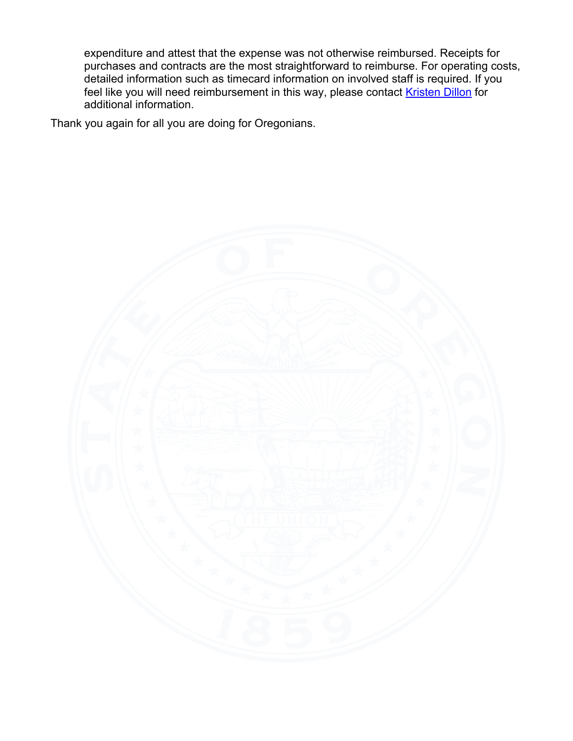expenditure and attest that the expense was not otherwise reimbursed. Receipts for purchases and contracts are the most straightforward to reimburse. For operating costs, detailed information such as timecard information on involved staff is required. If you feel like you will need reimbursement in this way, please contact Kristen Dillon for additional information.

Thank you again for all you are doing for Oregonians.